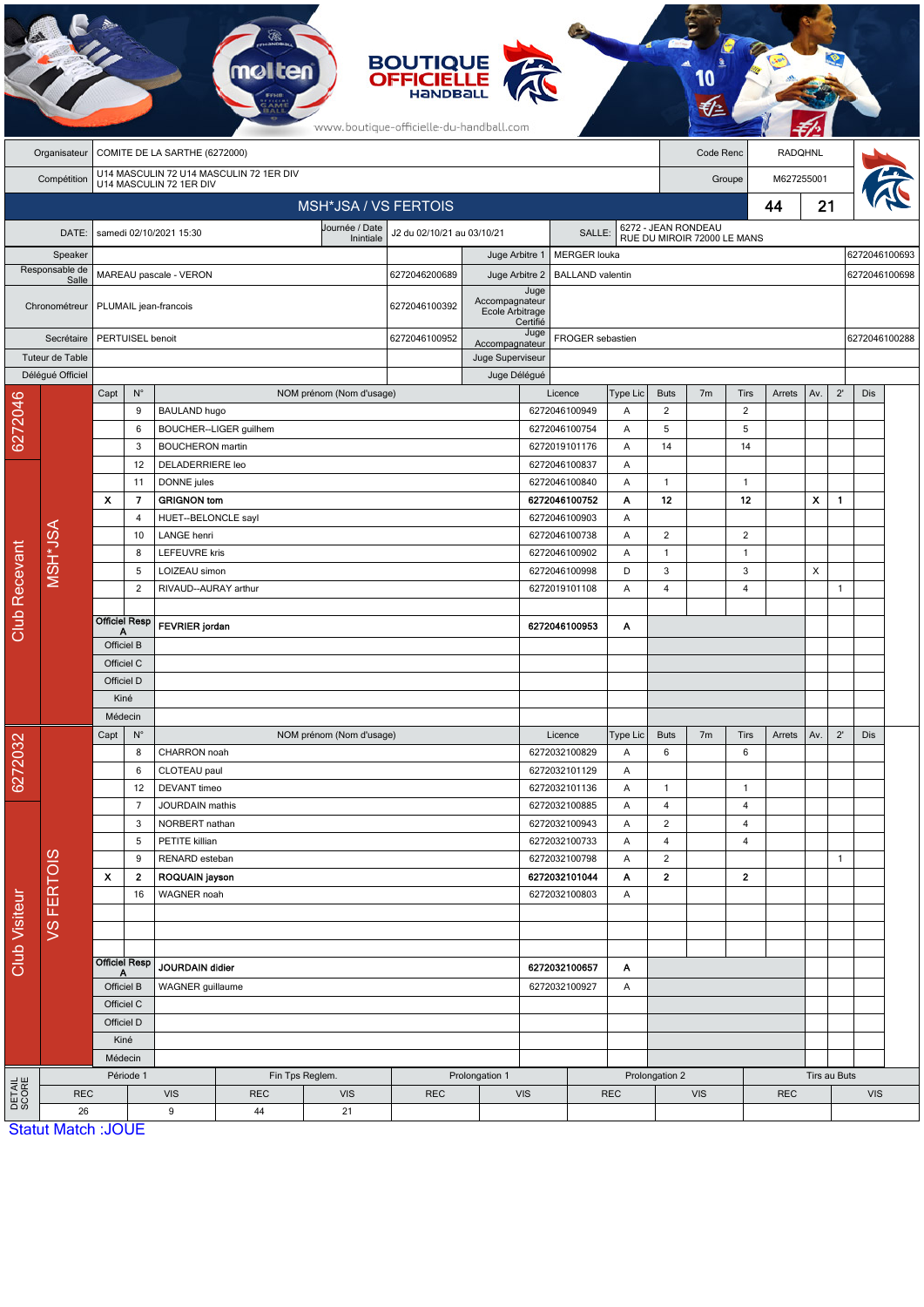BOUTIQUE OFFICIELLE HANDBALL

www.boutique-officielle-du-handball.com

| | | | |
|---|---|---|---|
| Organisateur | COMITE DE LA SARTHE (6272000) | Code Renc | RADQHNL |
| Compétition | U14 MASCULIN 72 U14 MASCULIN 72 1ER DIV U14 MASCULIN 72 1ER DIV | Groupe | M627255001 |

## MSH*JSA / VS FERTOIS — 44 / 21

| | | | | | |
|---|---|---|---|---|---|
| DATE: | samedi 02/10/2021 15:30 | Journée / Date Initiale | J2 du 02/10/21 au 03/10/21 | SALLE: | 6272 - JEAN RONDEAU RUE DU MIROIR 72000 LE MANS |

| | | | | | |
|---|---|---|---|---|---|
| Speaker | | | Juge Arbitre 1 | MERGER louka | 6272046100693 |
| Responsable de Salle | MAREAU pascale - VERON | 6272046200689 | Juge Arbitre 2 | BALLAND valentin | 6272046100698 |
| Chronométreur | PLUMAIL jean-francois | 6272046100392 | Juge Accompagnateur Ecole Arbitrage Certifié | | |
| Secrétaire | PERTUISEL benoit | 6272046100952 | Juge Accompagnateur | FROGER sebastien | 6272046100288 |
| Tuteur de Table | | | Juge Superviseur | | |
| Délégué Officiel | | | Juge Délégué | | |

### Club Recevant — 6272046 — MSH*JSA

| Capt | N° | NOM prénom (Nom d'usage) | Licence | Type Lic | Buts | 7m | Tirs | Arrets | Av. | 2' | Dis |
|---|---|---|---|---|---|---|---|---|---|---|---|
| | 9 | BAULAND hugo | 6272046100949 | A | 2 | | 2 | | | | |
| | 6 | BOUCHER--LIGER guilhem | 6272046100754 | A | 5 | | 5 | | | | |
| | 3 | BOUCHERON martin | 6272019101176 | A | 14 | | 14 | | | | |
| | 12 | DELADERRIERE leo | 6272046100837 | A | | | | | | | |
| | 11 | DONNE jules | 6272046100840 | A | 1 | | 1 | | | | |
| **X** | **7** | **GRIGNON tom** | **6272046100752** | **A** | **12** | | **12** | | **X** | **1** | |
| | 4 | HUET--BELONCLE sayl | 6272046100903 | A | | | | | | | |
| | 10 | LANGE henri | 6272046100738 | A | 2 | | 2 | | | | |
| | 8 | LEFEUVRE kris | 6272046100902 | A | 1 | | 1 | | | | |
| | 5 | LOIZEAU simon | 6272046100998 | D | 3 | | 3 | | X | | |
| | 2 | RIVAUD--AURAY arthur | 6272019101108 | A | 4 | | 4 | | | 1 | |
| Officiel Resp A | | **FEVRIER jordan** | **6272046100953** | **A** | | | | | | | |
| Officiel B | | | | | | | | | | | |
| Officiel C | | | | | | | | | | | |
| Officiel D | | | | | | | | | | | |
| Kiné | | | | | | | | | | | |
| Médecin | | | | | | | | | | | |

### Club Visiteur — 6272032 — VS FERTOIS

| Capt | N° | NOM prénom (Nom d'usage) | Licence | Type Lic | Buts | 7m | Tirs | Arrets | Av. | 2' | Dis |
|---|---|---|---|---|---|---|---|---|---|---|---|
| | 8 | CHARRON noah | 6272032100829 | A | 6 | | 6 | | | | |
| | 6 | CLOTEAU paul | 6272032101129 | A | | | | | | | |
| | 12 | DEVANT timeo | 6272032101136 | A | 1 | | 1 | | | | |
| | 7 | JOURDAIN mathis | 6272032100885 | A | 4 | | 4 | | | | |
| | 3 | NORBERT nathan | 6272032100943 | A | 2 | | 4 | | | | |
| | 5 | PETITE killian | 6272032100733 | A | 4 | | 4 | | | | |
| | 9 | RENARD esteban | 6272032100798 | A | 2 | | | | | 1 | |
| **X** | **2** | **ROQUAIN jayson** | **6272032101044** | **A** | **2** | | **2** | | | | |
| | 16 | WAGNER noah | 6272032100803 | A | | | | | | | |
| Officiel Resp A | | **JOURDAIN didier** | **6272032100657** | **A** | | | | | | | |
| Officiel B | | WAGNER guillaume | 6272032100927 | A | | | | | | | |
| Officiel C | | | | | | | | | | | |
| Officiel D | | | | | | | | | | | |
| Kiné | | | | | | | | | | | |
| Médecin | | | | | | | | | | | |

### DETAIL SCORE

| Période 1 | | Fin Tps Reglem. | | Prolongation 1 | | Prolongation 2 | | Tirs au Buts | |
|---|---|---|---|---|---|---|---|---|---|
| REC | VIS | REC | VIS | REC | VIS | REC | VIS | REC | VIS |
| 26 | 9 | 44 | 21 | | | | | | |

Statut Match :JOUE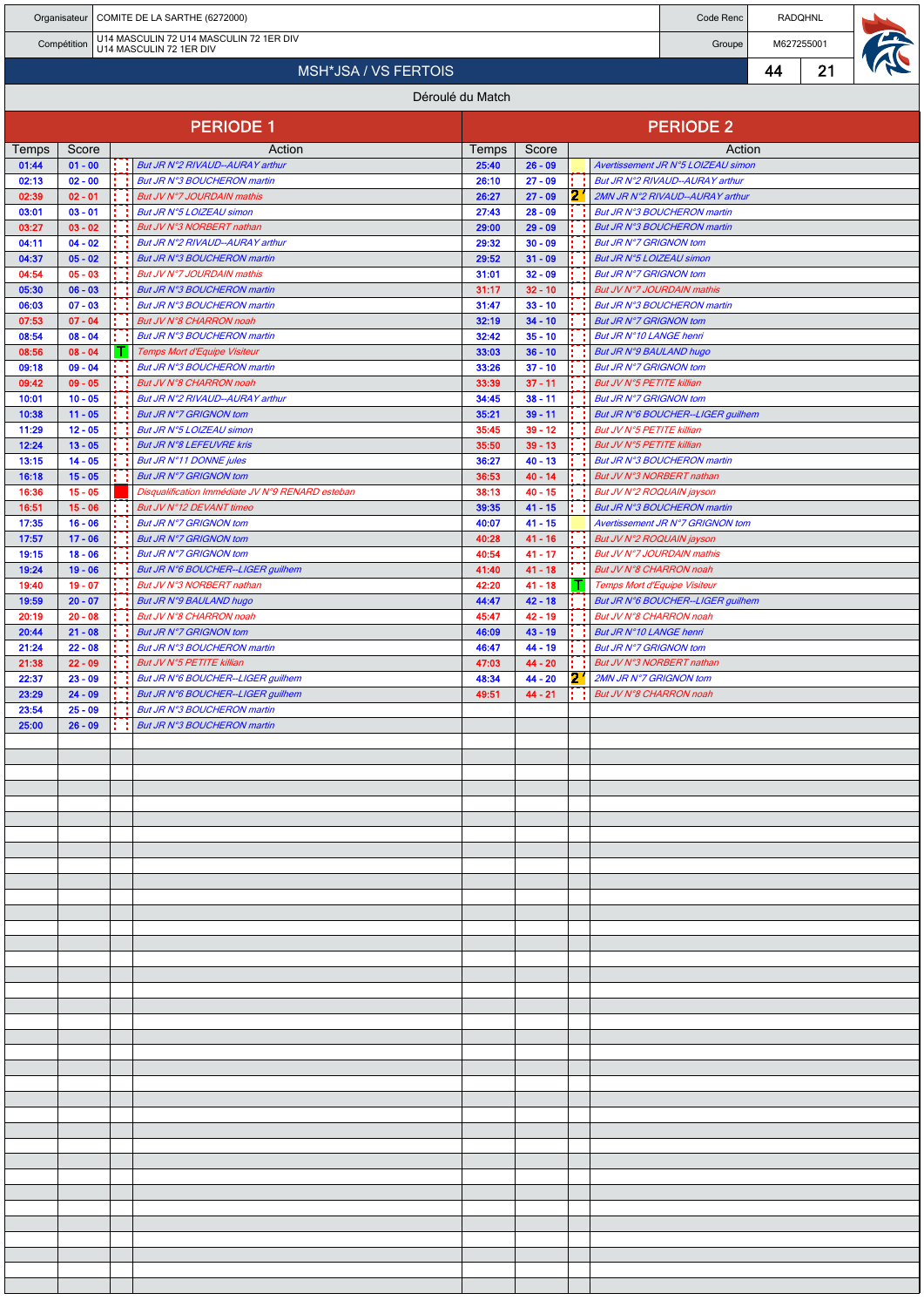| Organisateur | COMITE DE LA SARTHE (6272000) | Code Renc | RADQHNL |
|---|---|---|---|
| Compétition | U14 MASCULIN 72 U14 MASCULIN 72 1ER DIV U14 MASCULIN 72 1ER DIV | Groupe | M627255001 |

## MSH*JSA / VS FERTOIS — 44 - 21

### Déroulé du Match

| PERIODE 1 | | | | PERIODE 2 | | | |
|---|---|---|---|---|---|---|---|
| Temps | Score | | Action | Temps | Score | | Action |
| 01:44 | 01 - 00 | | But JR N°2 RIVAUD--AURAY arthur | 25:40 | 26 - 09 | | Avertissement JR N°5 LOIZEAU simon |
| 02:13 | 02 - 00 | | But JR N°3 BOUCHERON martin | 26:10 | 27 - 09 | | But JR N°2 RIVAUD--AURAY arthur |
| 02:39 | 02 - 01 | | But JV N°7 JOURDAIN mathis | 26:27 | 27 - 09 | 2' | 2MN JR N°2 RIVAUD--AURAY arthur |
| 03:01 | 03 - 01 | | But JR N°5 LOIZEAU simon | 27:43 | 28 - 09 | | But JR N°3 BOUCHERON martin |
| 03:27 | 03 - 02 | | But JV N°3 NORBERT nathan | 29:00 | 29 - 09 | | But JR N°3 BOUCHERON martin |
| 04:11 | 04 - 02 | | But JR N°2 RIVAUD--AURAY arthur | 29:32 | 30 - 09 | | But JR N°7 GRIGNON tom |
| 04:37 | 05 - 02 | | But JR N°3 BOUCHERON martin | 29:52 | 31 - 09 | | But JR N°5 LOIZEAU simon |
| 04:54 | 05 - 03 | | But JV N°7 JOURDAIN mathis | 31:01 | 32 - 09 | | But JR N°7 GRIGNON tom |
| 05:30 | 06 - 03 | | But JR N°3 BOUCHERON martin | 31:17 | 32 - 10 | | But JV N°7 JOURDAIN mathis |
| 06:03 | 07 - 03 | | But JR N°3 BOUCHERON martin | 31:47 | 33 - 10 | | But JR N°3 BOUCHERON martin |
| 07:53 | 07 - 04 | | But JV N°8 CHARRON noah | 32:19 | 34 - 10 | | But JR N°7 GRIGNON tom |
| 08:54 | 08 - 04 | | But JR N°3 BOUCHERON martin | 32:42 | 35 - 10 | | But JR N°10 LANGE henri |
| 08:56 | 08 - 04 | T | Temps Mort d'Equipe Visiteur | 33:03 | 36 - 10 | | But JR N°9 BAULAND hugo |
| 09:18 | 09 - 04 | | But JR N°3 BOUCHERON martin | 33:26 | 37 - 10 | | But JR N°7 GRIGNON tom |
| 09:42 | 09 - 05 | | But JV N°8 CHARRON noah | 33:39 | 37 - 11 | | But JV N°5 PETITE killian |
| 10:01 | 10 - 05 | | But JR N°2 RIVAUD--AURAY arthur | 34:45 | 38 - 11 | | But JR N°7 GRIGNON tom |
| 10:38 | 11 - 05 | | But JR N°7 GRIGNON tom | 35:21 | 39 - 11 | | But JR N°6 BOUCHER--LIGER guilhem |
| 11:29 | 12 - 05 | | But JR N°5 LOIZEAU simon | 35:45 | 39 - 12 | | But JV N°5 PETITE killian |
| 12:24 | 13 - 05 | | But JR N°8 LEFEUVRE kris | 35:50 | 39 - 13 | | But JV N°5 PETITE killian |
| 13:15 | 14 - 05 | | But JR N°11 DONNE jules | 36:27 | 40 - 13 | | But JR N°3 BOUCHERON martin |
| 16:18 | 15 - 05 | | But JR N°7 GRIGNON tom | 36:53 | 40 - 14 | | But JV N°3 NORBERT nathan |
| 16:36 | 15 - 05 | | Disqualification Immédiate JV N°9 RENARD esteban | 38:13 | 40 - 15 | | But JV N°2 ROQUAIN jayson |
| 16:51 | 15 - 06 | | But JV N°12 DEVANT timeo | 39:35 | 41 - 15 | | But JR N°3 BOUCHERON martin |
| 17:35 | 16 - 06 | | But JR N°7 GRIGNON tom | 40:07 | 41 - 15 | | Avertissement JR N°7 GRIGNON tom |
| 17:57 | 17 - 06 | | But JR N°7 GRIGNON tom | 40:28 | 41 - 16 | | But JV N°2 ROQUAIN jayson |
| 19:15 | 18 - 06 | | But JR N°7 GRIGNON tom | 40:54 | 41 - 17 | | But JV N°7 JOURDAIN mathis |
| 19:24 | 19 - 06 | | But JR N°6 BOUCHER--LIGER guilhem | 41:40 | 41 - 18 | | But JV N°8 CHARRON noah |
| 19:40 | 19 - 07 | | But JV N°3 NORBERT nathan | 42:20 | 41 - 18 | T | Temps Mort d'Equipe Visiteur |
| 19:59 | 20 - 07 | | But JR N°9 BAULAND hugo | 44:47 | 42 - 18 | | But JR N°6 BOUCHER--LIGER guilhem |
| 20:19 | 20 - 08 | | But JV N°8 CHARRON noah | 45:47 | 42 - 19 | | But JV N°8 CHARRON noah |
| 20:44 | 21 - 08 | | But JR N°7 GRIGNON tom | 46:09 | 43 - 19 | | But JR N°10 LANGE henri |
| 21:24 | 22 - 08 | | But JR N°3 BOUCHERON martin | 46:47 | 44 - 19 | | But JR N°7 GRIGNON tom |
| 21:38 | 22 - 09 | | But JV N°5 PETITE killian | 47:03 | 44 - 20 | | But JV N°3 NORBERT nathan |
| 22:37 | 23 - 09 | | But JR N°6 BOUCHER--LIGER guilhem | 48:34 | 44 - 20 | 2' | 2MN JR N°7 GRIGNON tom |
| 23:29 | 24 - 09 | | But JR N°6 BOUCHER--LIGER guilhem | 49:51 | 44 - 21 | | But JV N°8 CHARRON noah |
| 23:54 | 25 - 09 | | But JR N°3 BOUCHERON martin | | | | |
| 25:00 | 26 - 09 | | But JR N°3 BOUCHERON martin | | | | |